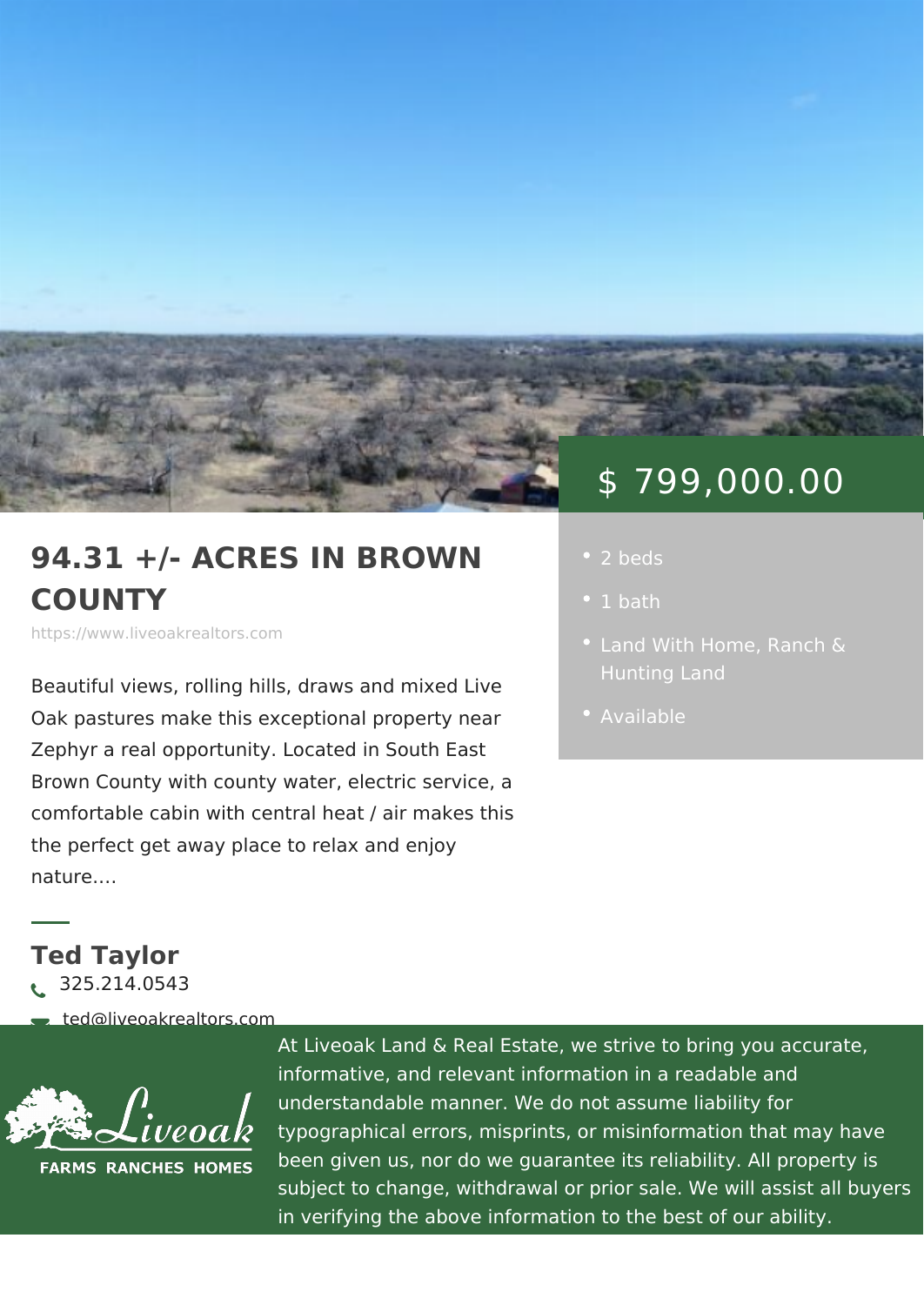# 94.31 +/- ACRES IN BROWN COUNTY

https://www.liveoakrealtors.com

$ 799,000.00

- 2 beds
- 1 bath
- Land With Home, Ranch & Hunting Land
- Available

Beautiful views, rolling hills, draws and mixed Live Oak pastures make this exceptional property near Zephyr a real opportunity. Located in South East Brown County with county water, electric service, a comfortable cabin with central heat / air makes this the perfect get away place to relax and enjoy nature....

## Ted Taylor

325.214.0543

ted@liveoakrealtors.com

Liveoak FARMS RANCHES HOMES

At Liveoak Land & Real Estate, we strive to bring you accurate, informative, and relevant information in a readable and understandable manner. We do not assume liability for typographical errors, misprints, or misinformation that may have been given us, nor do we guarantee its reliability. All property is subject to change, withdrawal or prior sale. We will assist all buyers in verifying the above information to the best of our ability.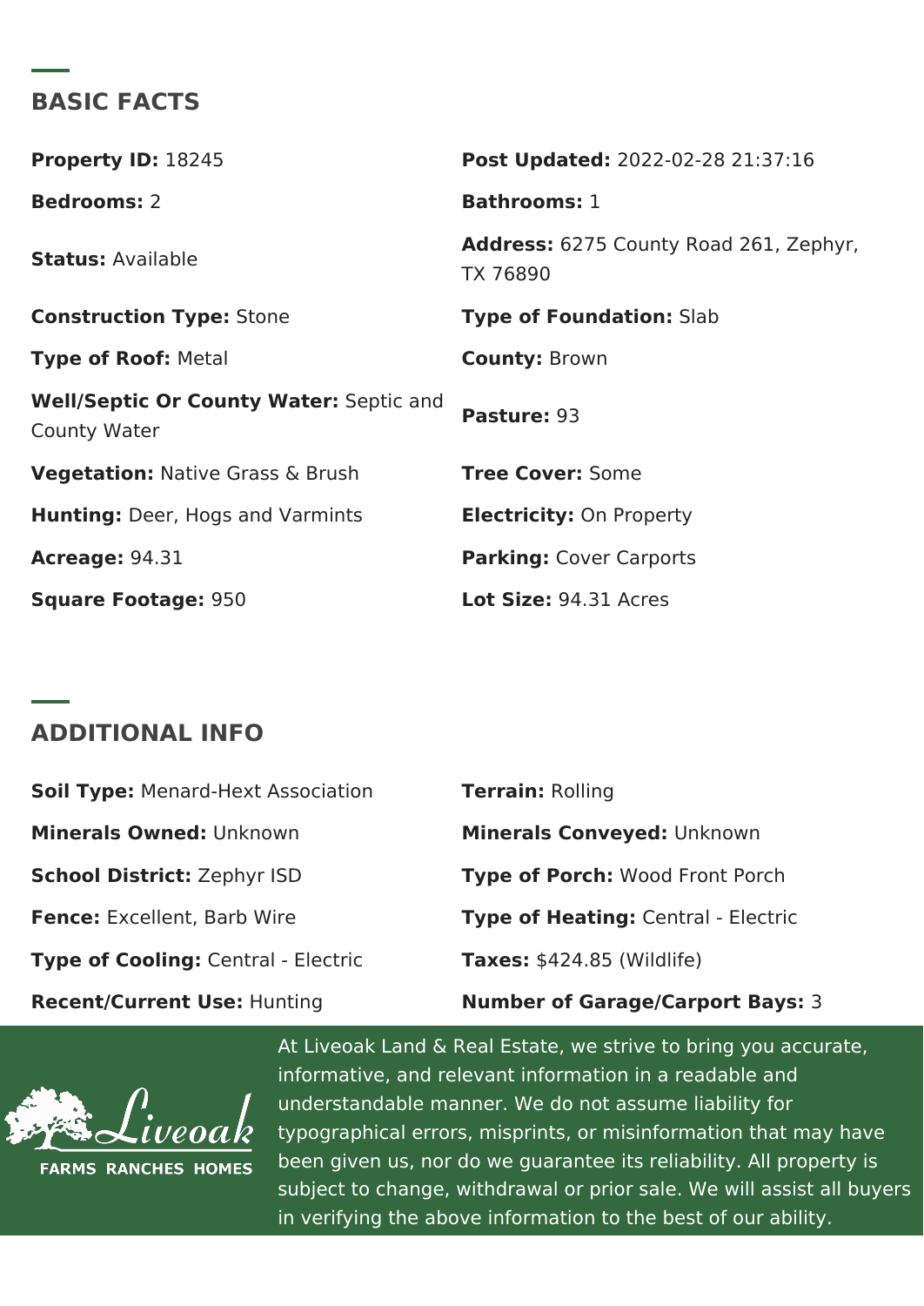## BASIC FACTS

**Property ID:** 18245

**Post Updated:** 2022-02-28 21:37:16

**Bedrooms:** 2

**Bathrooms:** 1

**Status:** Available

**Address:** 6275 County Road 261, Zephyr, TX 76890

**Construction Type:** Stone

**Type of Foundation:** Slab

**Type of Roof:** Metal

**County:** Brown

**Well/Septic Or County Water:** Septic and County Water

**Pasture:** 93

**Vegetation:** Native Grass & Brush

**Tree Cover:** Some

**Hunting:** Deer, Hogs and Varmints

**Electricity:** On Property

**Acreage:** 94.31

**Parking:** Cover Carports

**Square Footage:** 950

**Lot Size:** 94.31 Acres

## ADDITIONAL INFO

**Soil Type:** Menard-Hext Association

**Terrain:** Rolling

**Minerals Owned:** Unknown

**Minerals Conveyed:** Unknown

**School District:** Zephyr ISD

**Type of Porch:** Wood Front Porch

**Fence:** Excellent, Barb Wire

**Type of Heating:** Central - Electric

**Type of Cooling:** Central - Electric

**Taxes:** $424.85 (Wildlife)

**Recent/Current Use:** Hunting

**Number of Garage/Carport Bays:** 3

Liveoak FARMS RANCHES HOMES

At Liveoak Land & Real Estate, we strive to bring you accurate, informative, and relevant information in a readable and understandable manner. We do not assume liability for typographical errors, misprints, or misinformation that may have been given us, nor do we guarantee its reliability. All property is subject to change, withdrawal or prior sale. We will assist all buyers in verifying the above information to the best of our ability.